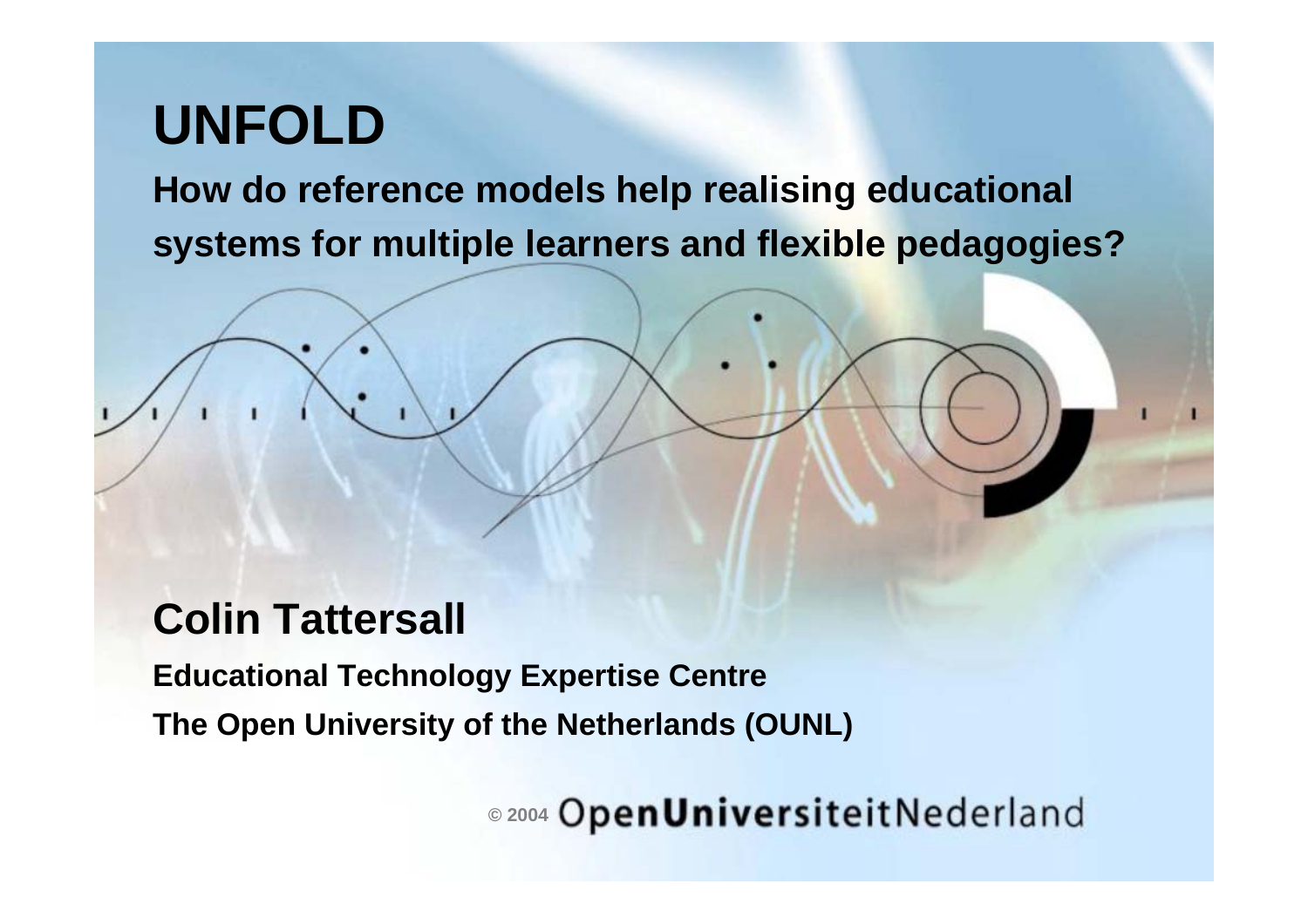# UNFOLD

**How do reference models help realising educational systems for multiple learners and flexible pedagogies?**

## Colin Tattersall

**Educational Technology Expertise Centre**

**The Open University of the Netherlands (OUNL)**

© 2004 OpenUniversiteitNederland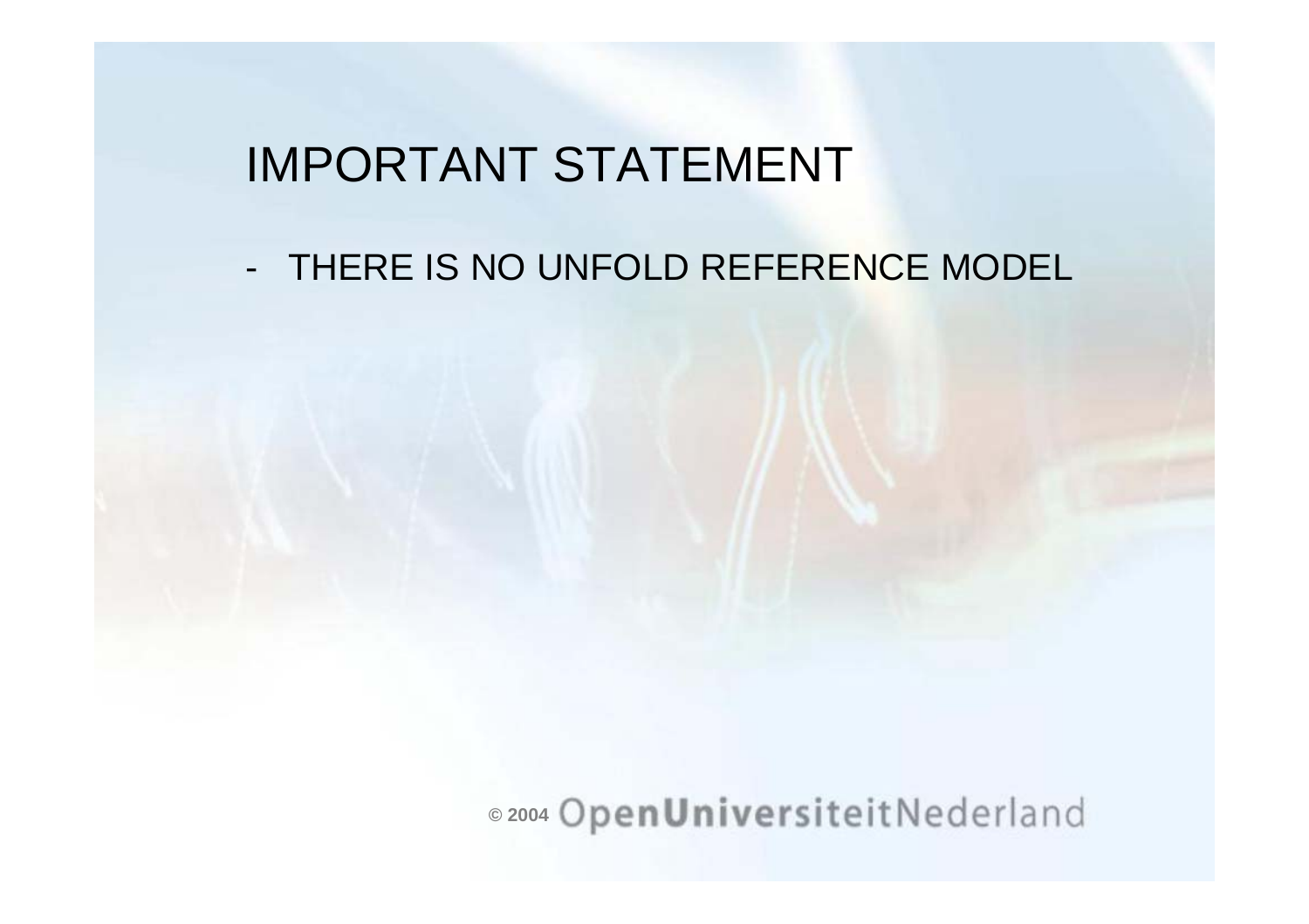# IMPORTANT STATEMENT

- THERE IS NO UNFOLD REFERENCE MODEL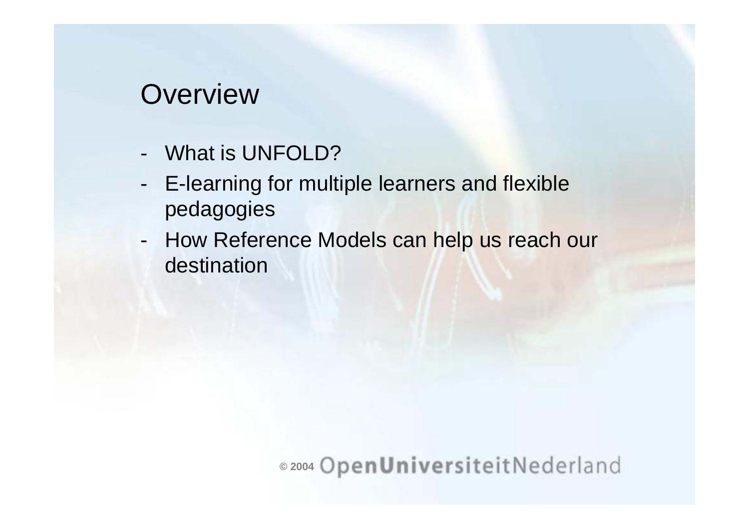# Overview

- What is UNFOLD?
- E-learning for multiple learners and flexible pedagogies
- How Reference Models can help us reach our destination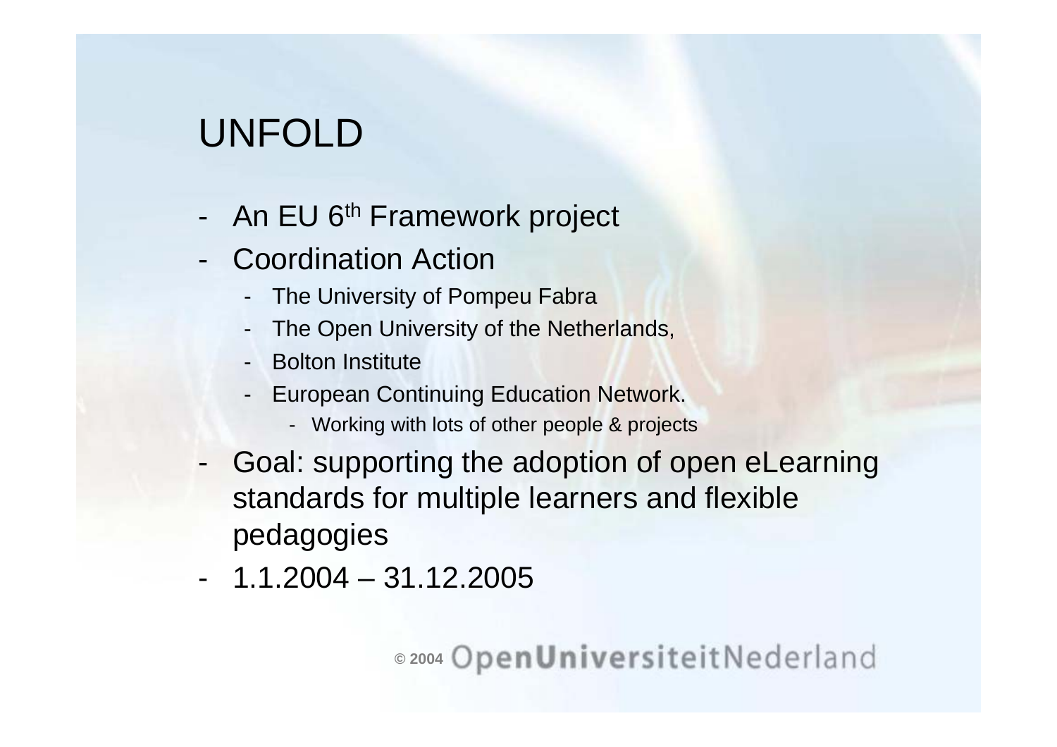# UNFOLD

- An EU 6th Framework project
- Coordination Action
  - The University of Pompeu Fabra
  - The Open University of the Netherlands,
  - Bolton Institute
  - European Continuing Education Network.
    - Working with lots of other people & projects
- Goal: supporting the adoption of open eLearning standards for multiple learners and flexible pedagogies
- 1.1.2004 – 31.12.2005

© 2004 OpenUniversiteitNederland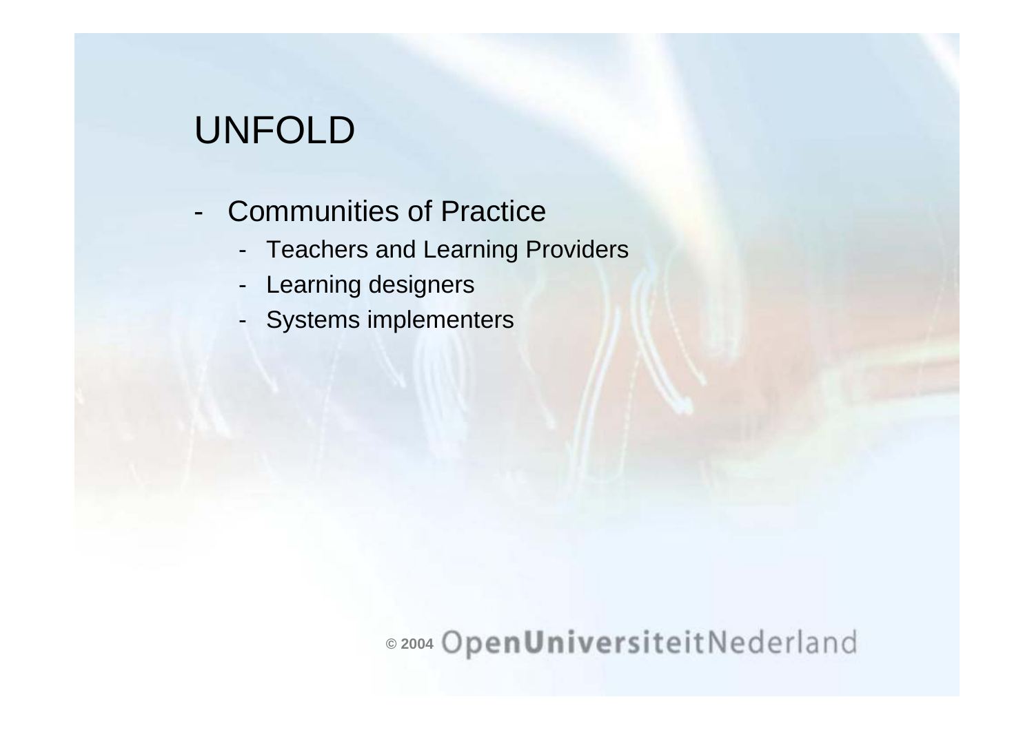# UNFOLD

- Communities of Practice
  - Teachers and Learning Providers
  - Learning designers
  - Systems implementers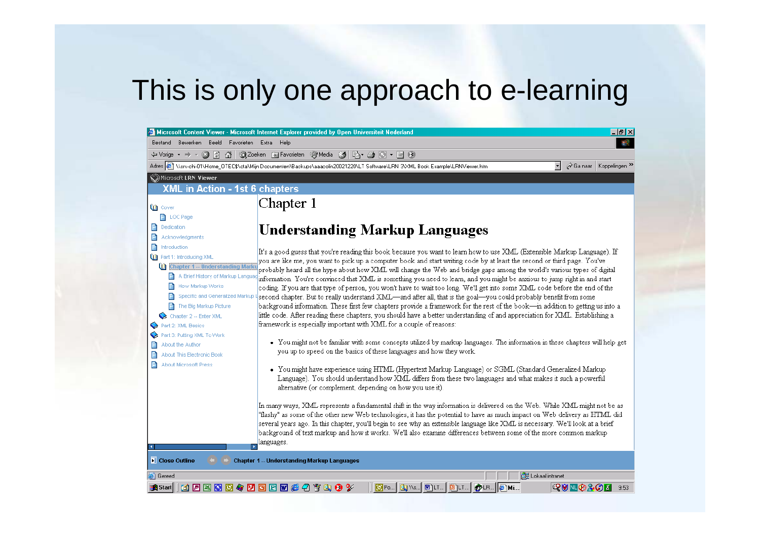# This is only one approach to e-learning

Microsoft Content Viewer - Microsoft Internet Explorer provided by Open Universiteit Nederland

Bestand Bewerken Beeld Favorieten Extra Help

Vorige Zoeken Favorieten Media

Adres \\srv-ch-01\Home_OTEC$\cta\Mijn Documenten\Backups\aaacolin20021220\LT Software\LRN 3\XML Book Example\LRNViewer.htm

Ga naar Koppelingen

Microsoft LRN Viewer

XML in Action - 1st 6 chapters

- Cover
  - LOC Page
- Dedication
- Acknowledgments
- Introduction
- Part 1: Introducing XML
  - Chapter 1 -- Understanding Marku
    - A Brief History of Markup Languag
    - How Markup Works
    - Specific and Generalized Markup
    - The Big Markup Picture
  - Chapter 2 -- Enter XML
- Part 2: XML Basics
- Part 3: Putting XML To Work
- About the Author
- About This Electronic Book
- About Microsoft Press

Chapter 1

## Understanding Markup Languages

It's a good guess that you're reading this book because you want to learn how to use XML (Extensible Markup Language). If you are like me, you want to pick up a computer book and start writing code by at least the second or third page. You've probably heard all the hype about how XML will change the Web and bridge gaps among the world's various types of digital information. You're convinced that XML is something you need to learn, and you might be anxious to jump right in and start coding. If you are that type of person, you won't have to wait too long. We'll get into some XML code before the end of the second chapter. But to really understand XML—and after all, that is the goal—you could probably benefit from some background information. These first few chapters provide a framework for the rest of the book—in addition to getting us into a little code. After reading these chapters, you should have a better understanding of and appreciation for XML. Establishing a framework is especially important with XML for a couple of reasons:

- You might not be familiar with some concepts utilized by markup languages. The information in these chapters will help get you up to speed on the basics of these languages and how they work.
- You might have experience using HTML (Hypertext Markup Language) or SGML (Standard Generalized Markup Language). You should understand how XML differs from these two languages and what makes it such a powerful alternative (or complement, depending on how you use it).

In many ways, XML represents a fundamental shift in the way information is delivered on the Web. While XML might not be as "flashy" as some of the other new Web technologies, it has the potential to have as much impact on Web delivery as HTML did several years ago. In this chapter, you'll begin to see why an extensible language like XML is necessary. We'll look at a brief background of text markup and how it works. We'll also examine differences between some of the more common markup languages.

Close Outline | Chapter 1 -- Understanding Markup Languages

Gereed | Lokaal intranet

Start | Po... | \\s... | LT... | LT... | LR... | Mi... | 9:53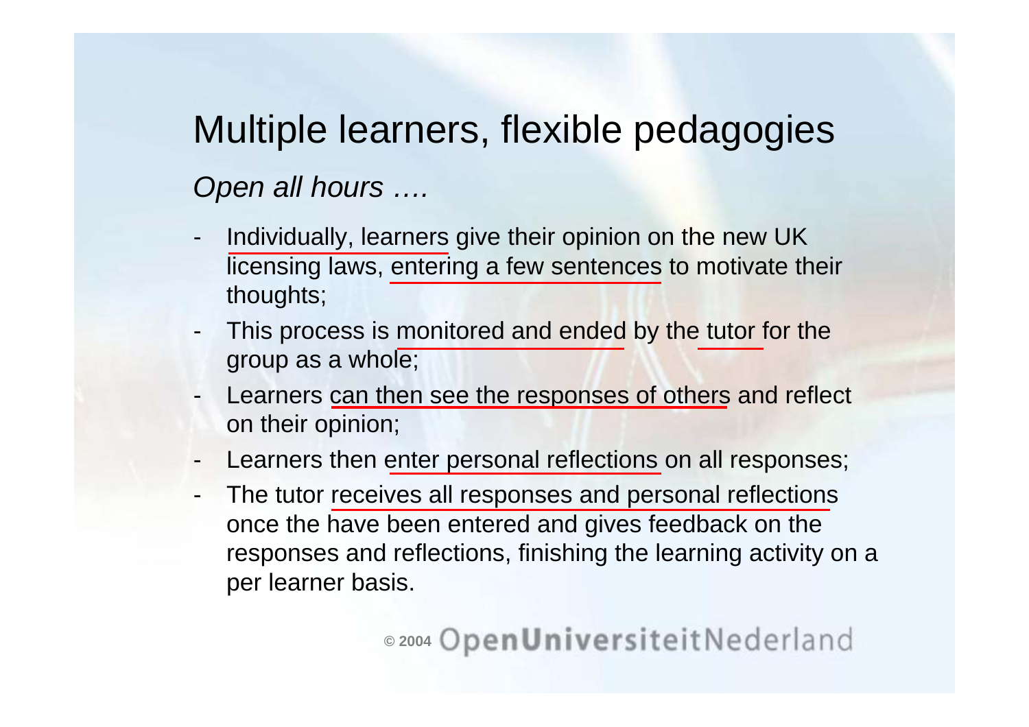# Multiple learners, flexible pedagogies

*Open all hours ….*

- Individually, learners give their opinion on the new UK licensing laws, entering a few sentences to motivate their thoughts;
- This process is monitored and ended by the tutor for the group as a whole;
- Learners can then see the responses of others and reflect on their opinion;
- Learners then enter personal reflections on all responses;
- The tutor receives all responses and personal reflections once the have been entered and gives feedback on the responses and reflections, finishing the learning activity on a per learner basis.

© 2004 OpenUniversiteitNederland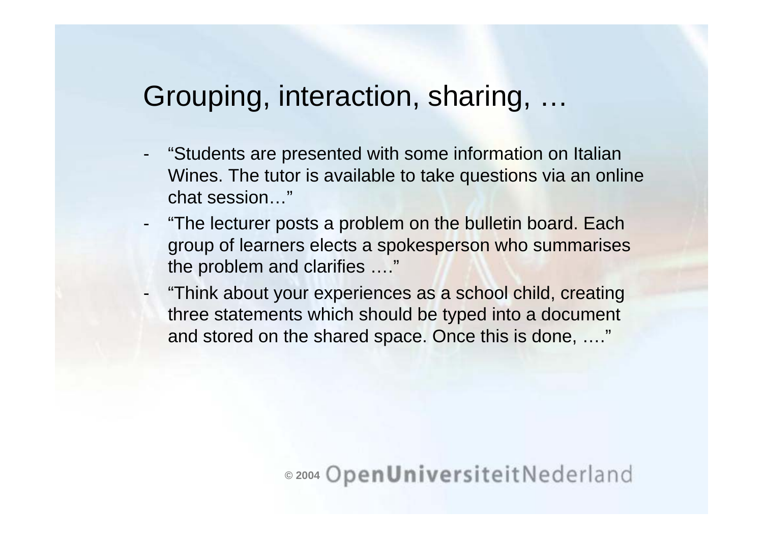# Grouping, interaction, sharing, …

- “Students are presented with some information on Italian Wines. The tutor is available to take questions via an online chat session…”
- “The lecturer posts a problem on the bulletin board. Each group of learners elects a spokesperson who summarises the problem and clarifies ….”
- “Think about your experiences as a school child, creating three statements which should be typed into a document and stored on the shared space. Once this is done, ….”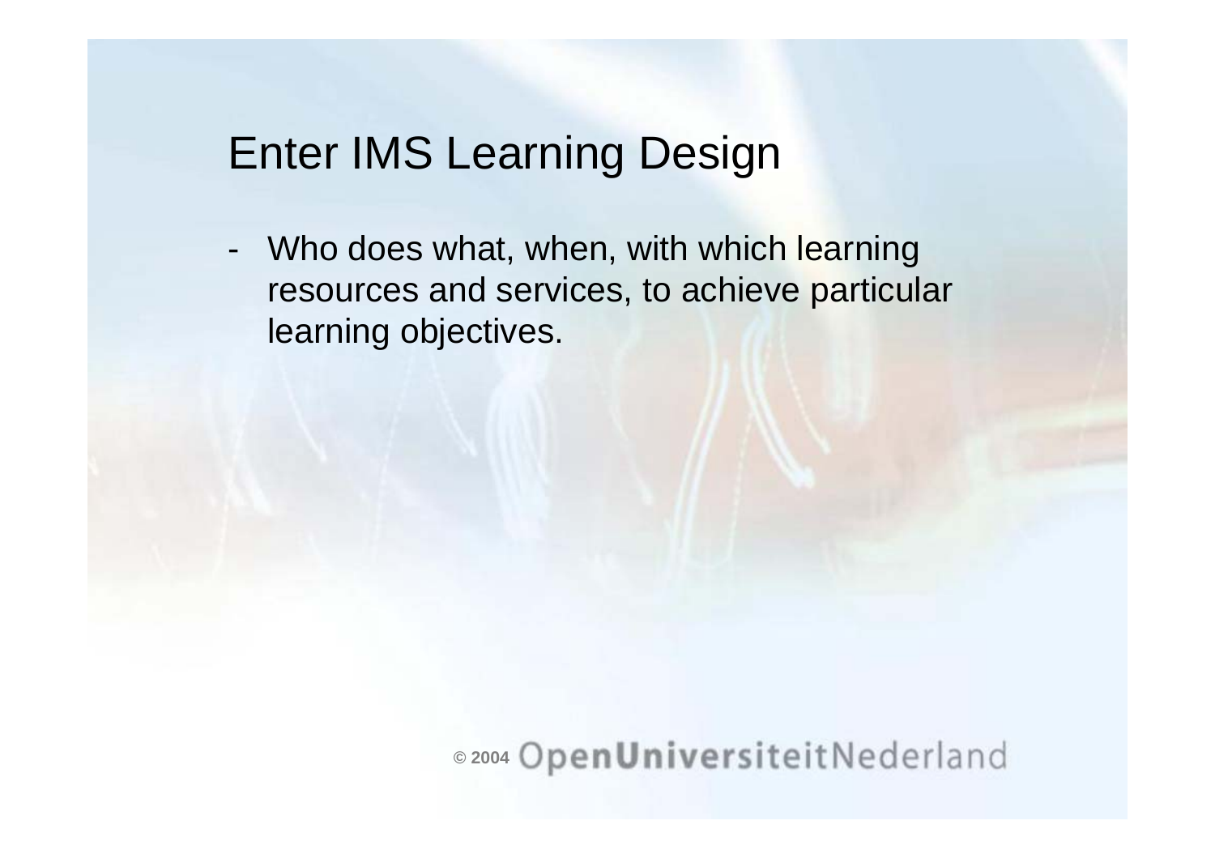# Enter IMS Learning Design

- Who does what, when, with which learning resources and services, to achieve particular learning objectives.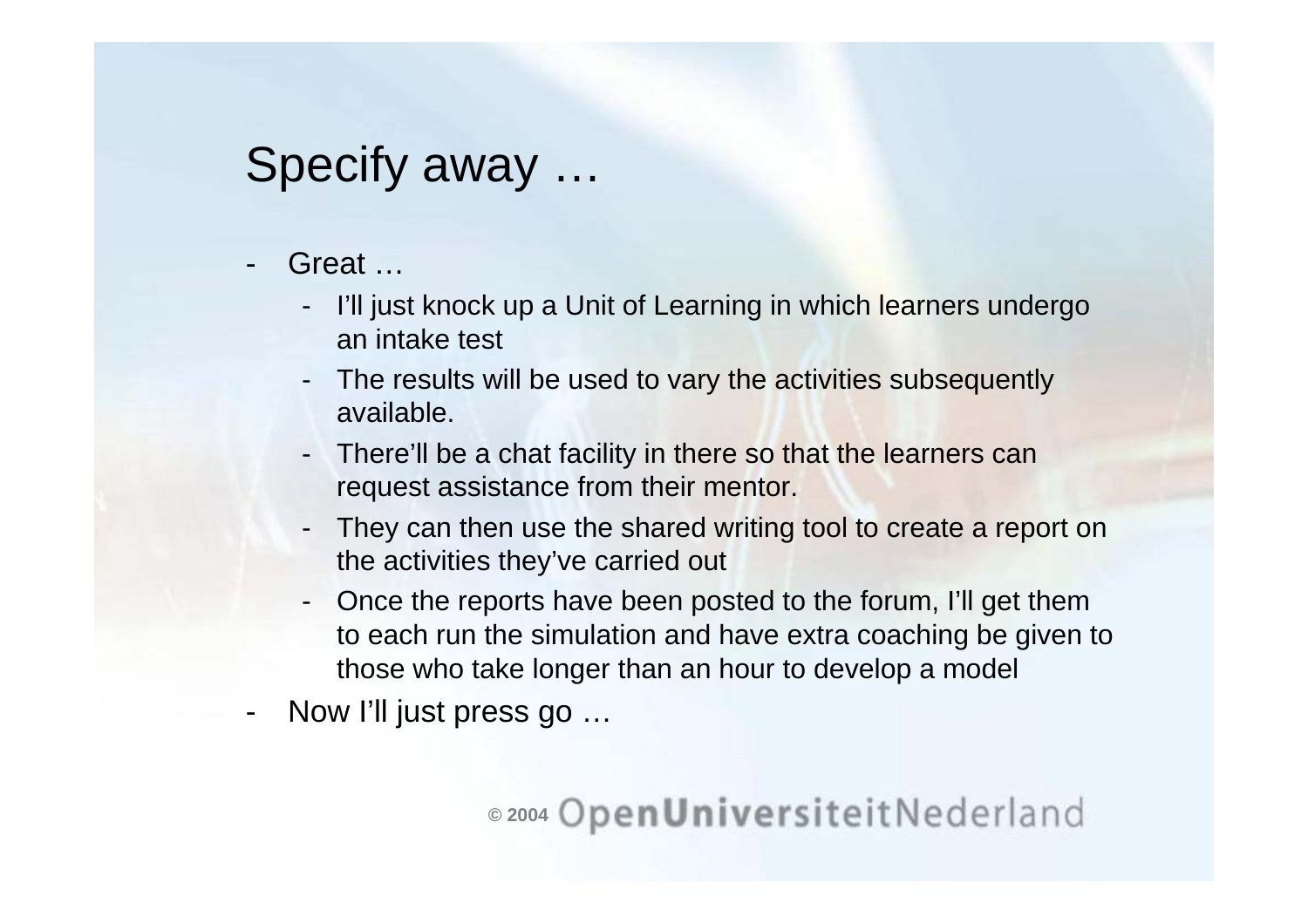# Specify away …

- Great …
  - I'll just knock up a Unit of Learning in which learners undergo an intake test
  - The results will be used to vary the activities subsequently available.
  - There'll be a chat facility in there so that the learners can request assistance from their mentor.
  - They can then use the shared writing tool to create a report on the activities they've carried out
  - Once the reports have been posted to the forum, I'll get them to each run the simulation and have extra coaching be given to those who take longer than an hour to develop a model
- Now I'll just press go …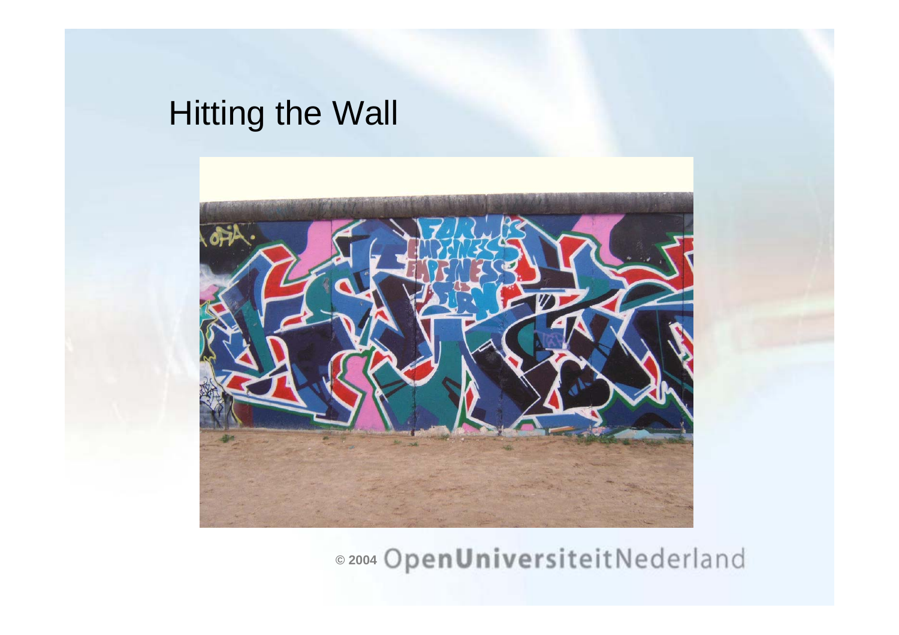# Hitting the Wall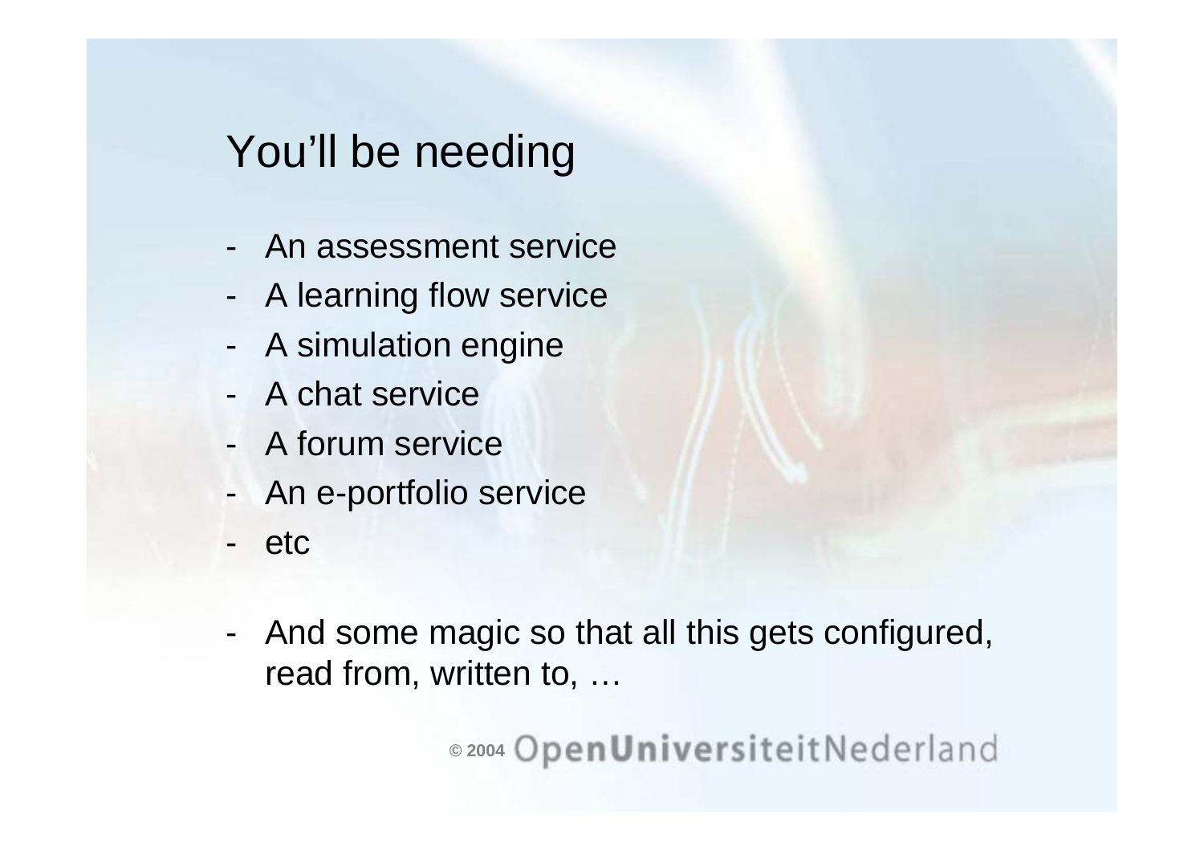# You'll be needing

- An assessment service
- A learning flow service
- A simulation engine
- A chat service
- A forum service
- An e-portfolio service
- etc

- And some magic so that all this gets configured, read from, written to, …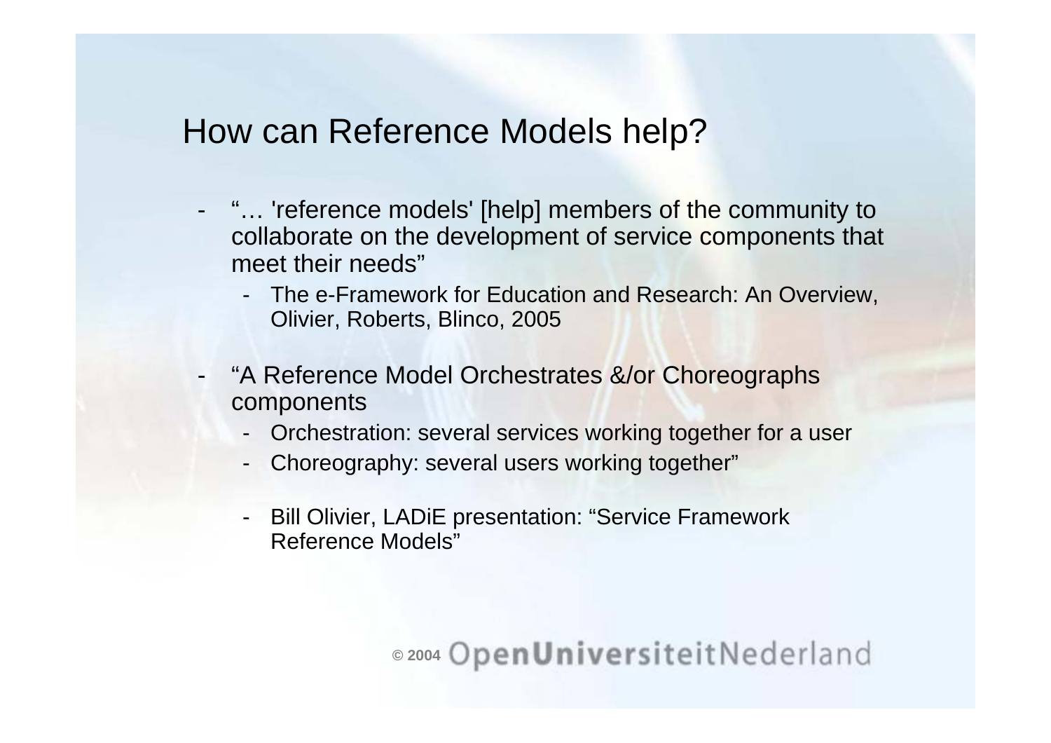# How can Reference Models help?

- "… 'reference models' [help] members of the community to collaborate on the development of service components that meet their needs"
  - The e-Framework for Education and Research: An Overview, Olivier, Roberts, Blinco, 2005

- "A Reference Model Orchestrates &/or Choreographs components
  - Orchestration: several services working together for a user
  - Choreography: several users working together"

  - Bill Olivier, LADiE presentation: "Service Framework Reference Models"

© 2004 OpenUniversiteitNederland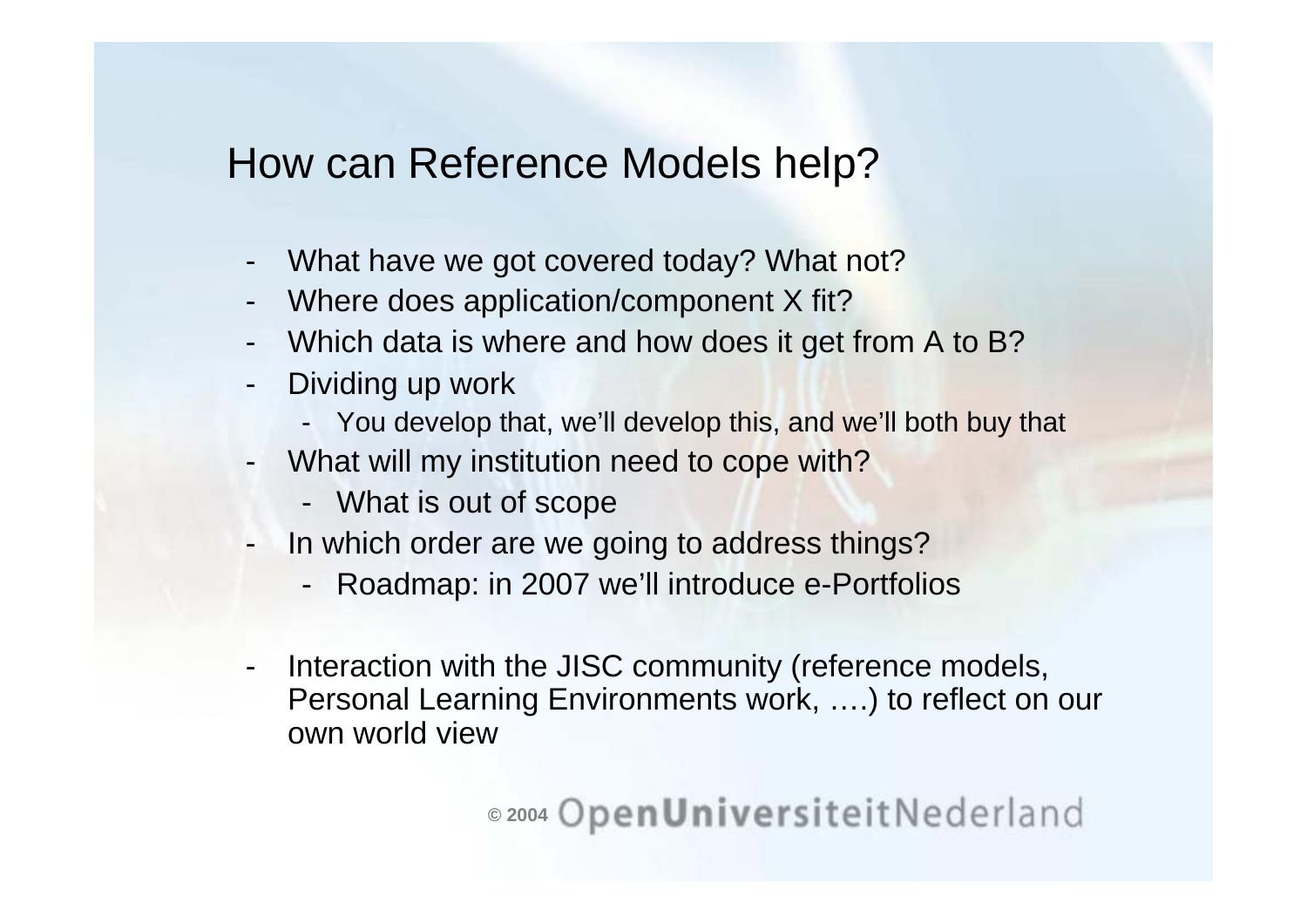# How can Reference Models help?

- What have we got covered today? What not?
- Where does application/component X fit?
- Which data is where and how does it get from A to B?
- Dividing up work
  - You develop that, we'll develop this, and we'll both buy that
- What will my institution need to cope with?
  - What is out of scope
- In which order are we going to address things?
  - Roadmap: in 2007 we'll introduce e-Portfolios

- Interaction with the JISC community (reference models, Personal Learning Environments work, ….) to reflect on our own world view

© 2004 OpenUniversiteitNederland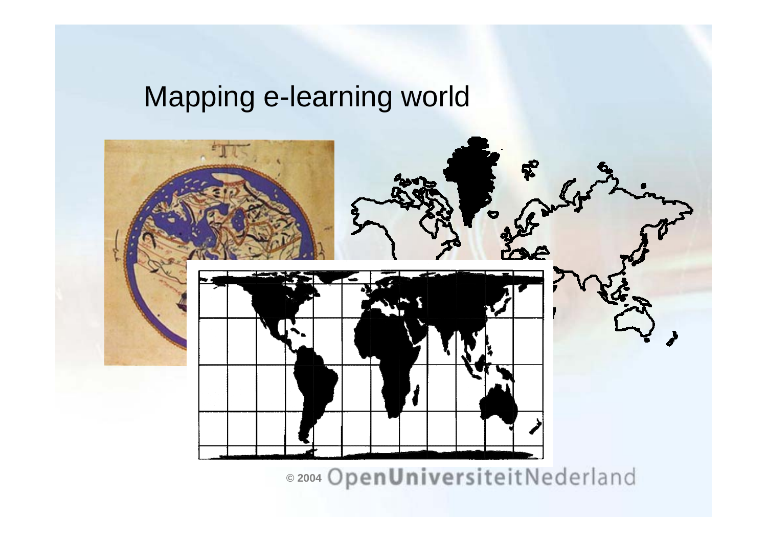# Mapping e-learning world

© 2004 OpenUniversiteitNederland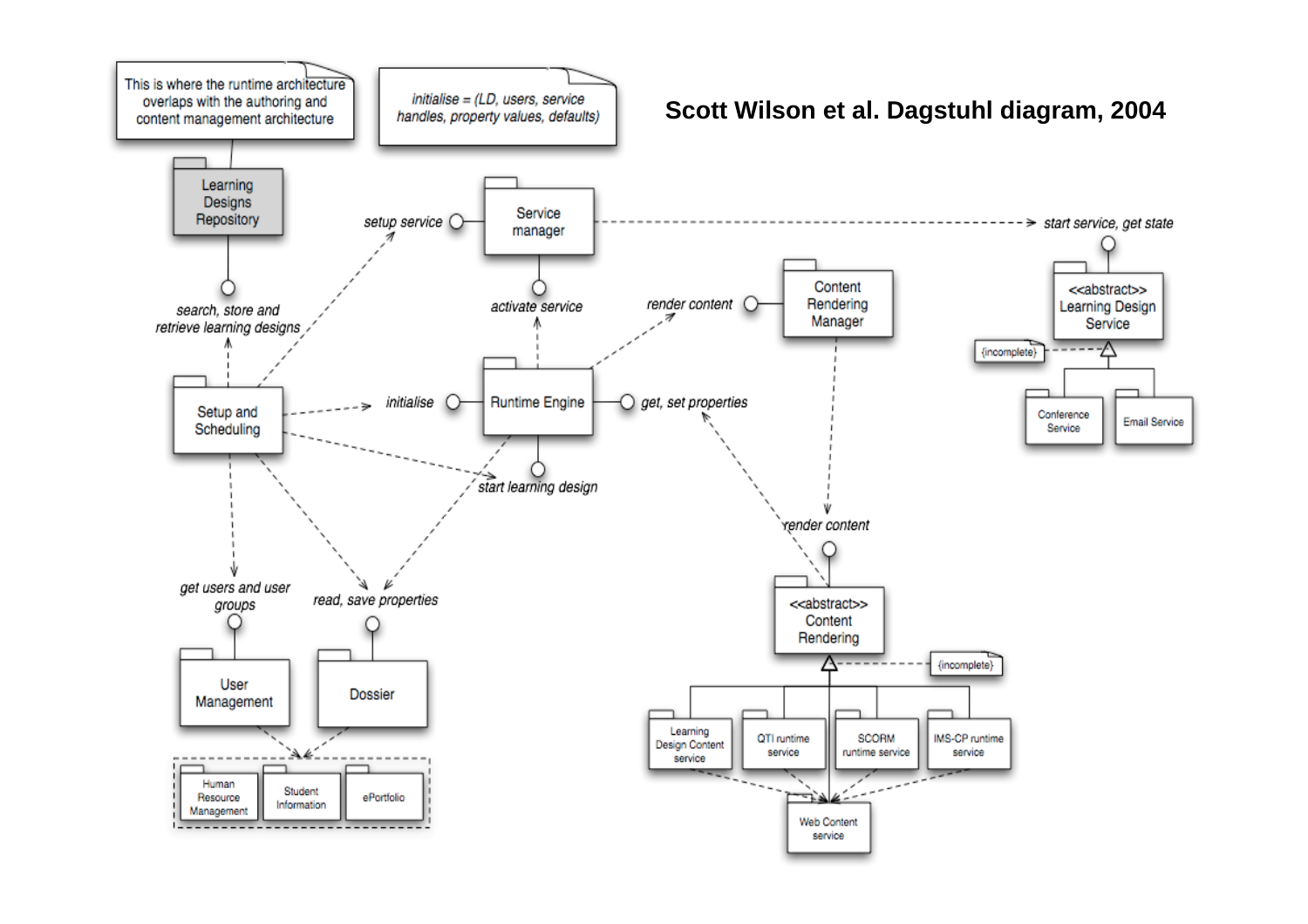# Scott Wilson et al. Dagstuhl diagram, 2004

This is where the runtime architecture overlaps with the authoring and content management architecture

initialise = (LD, users, service handles, property values, defaults)

- Learning Designs Repository — *search, store and retrieve learning designs*
- Service manager — *setup service*, *activate service*, *start service, get state*
- Setup and Scheduling — *initialise*, *start learning design*, *get users and user groups*, *read, save properties*
- Runtime Engine — *initialise*, *get, set properties*, *start learning design*, *render content*
- Content Rendering Manager — *render content*
- <<abstract>> Learning Design Service — {incomplete}
  - Conference Service
  - Email Service
- <<abstract>> Content Rendering — *render content* — {incomplete}
  - Learning Design Content service
  - QTI runtime service
  - SCORM runtime service
  - IMS-CP runtime service
  - Web Content service
- User Management — *get users and user groups*
- Dossier — *read, save properties*
  - Human Resource Management
  - Student Information
  - ePortfolio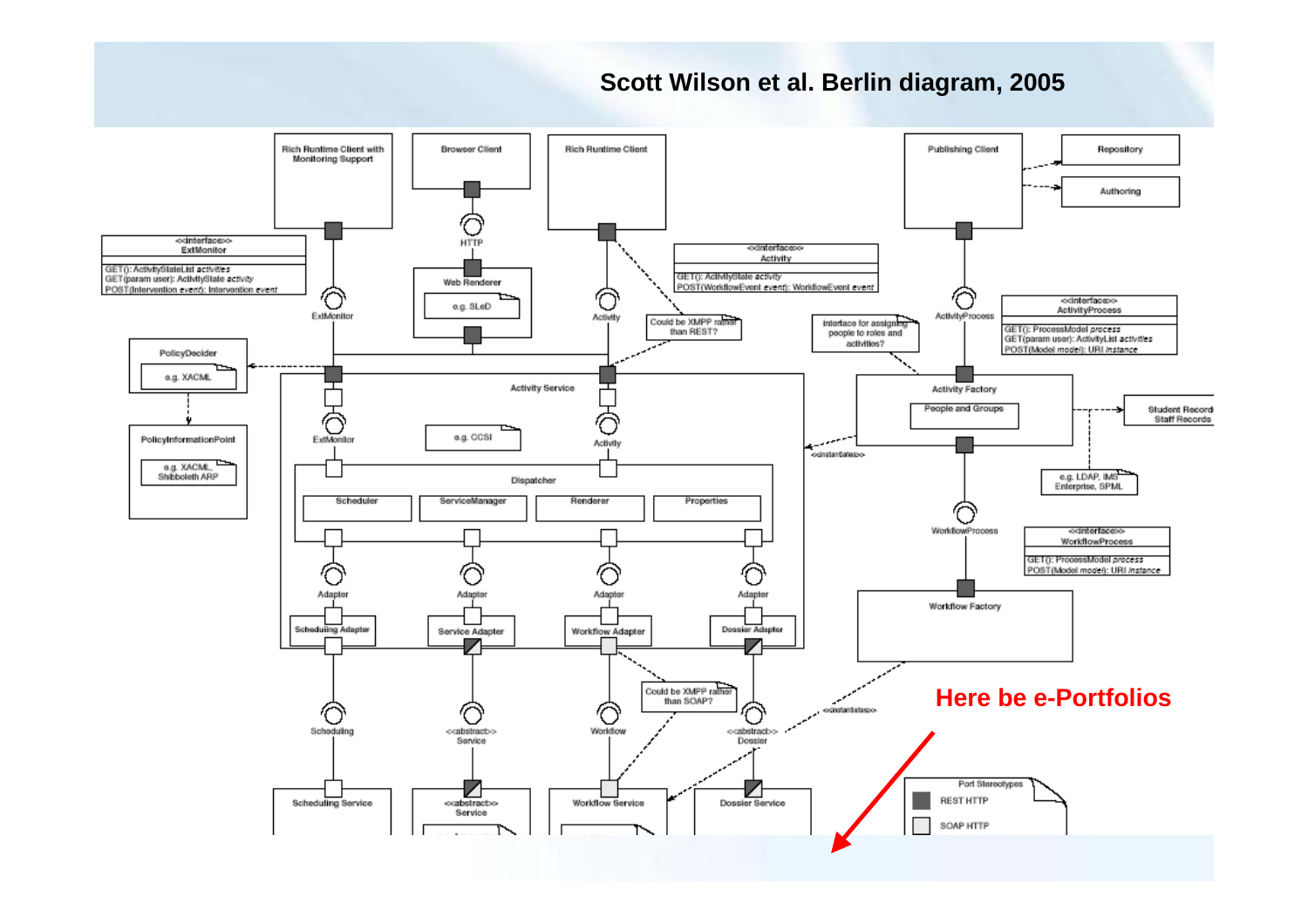## Scott Wilson et al. Berlin diagram, 2005

Rich Runtime Client with Monitoring Support

Browser Client

Rich Runtime Client

Publishing Client

Repository

Authoring

<<interface>>
ExtMonitor

GET(): ActivityStateList *activities*
GET(param user): ActivityState *activity*
POST(Intervention *event*): Intervention *event*

HTTP

Web Renderer

e.g. SLeD

<<interface>>
Activity

GET(): ActivityState *activity*
POST(WorkflowEvent *event*): WorkflowEvent *event*

ExtMonitor

Activity

Could be XMPP rather than REST?

interface for assigning people to roles and activities?

ActivityProcess

<<interface>>
ActivityProcess

GET(): ProcessModel *process*
GET(param user): ActivityList *activities*
POST(Model *model*): URI *instance*

PolicyDecider

e.g. XACML

Activity Service

Activity Factory

People and Groups

Student Record
Staff Records

PolicyInformationPoint

e.g. XACML, Shibboleth ARP

ExtMonitor

e.g. CCSI

Activity

<<instantiates>>

e.g. LDAP, IMS Enterprise, SPML

Dispatcher

Scheduler

ServiceManager

Renderer

Properties

WorkflowProcess

<<interface>>
WorkflowProcess

GET(): ProcessModel *process*
POST(Model *model*): URI *instance*

Adapter

Adapter

Adapter

Adapter

Workflow Factory

Scheduling Adapter

Service Adapter

Workflow Adapter

Dossier Adapter

Could be XMPP rather than SOAP?

**Here be e-Portfolios**

<<instantiates>>

Scheduling

<<abstract>>
Service

Workflow

<<abstract>>
Dossier

Scheduling Service

<<abstract>>
Service

Workflow Service

Dossier Service

Port Stereotypes

REST HTTP

SOAP HTTP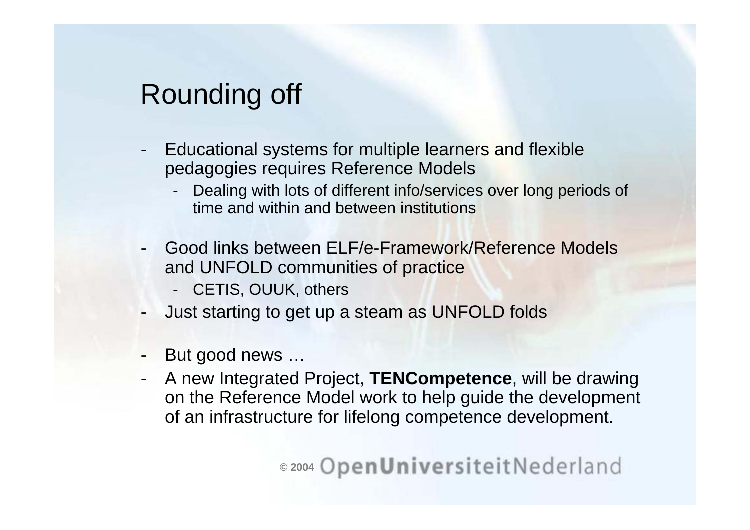# Rounding off

- Educational systems for multiple learners and flexible pedagogies requires Reference Models
  - Dealing with lots of different info/services over long periods of time and within and between institutions
- Good links between ELF/e-Framework/Reference Models and UNFOLD communities of practice
  - CETIS, OUUK, others
- Just starting to get up a steam as UNFOLD folds
- But good news …
- A new Integrated Project, **TENCompetence**, will be drawing on the Reference Model work to help guide the development of an infrastructure for lifelong competence development.

© 2004 OpenUniversiteitNederland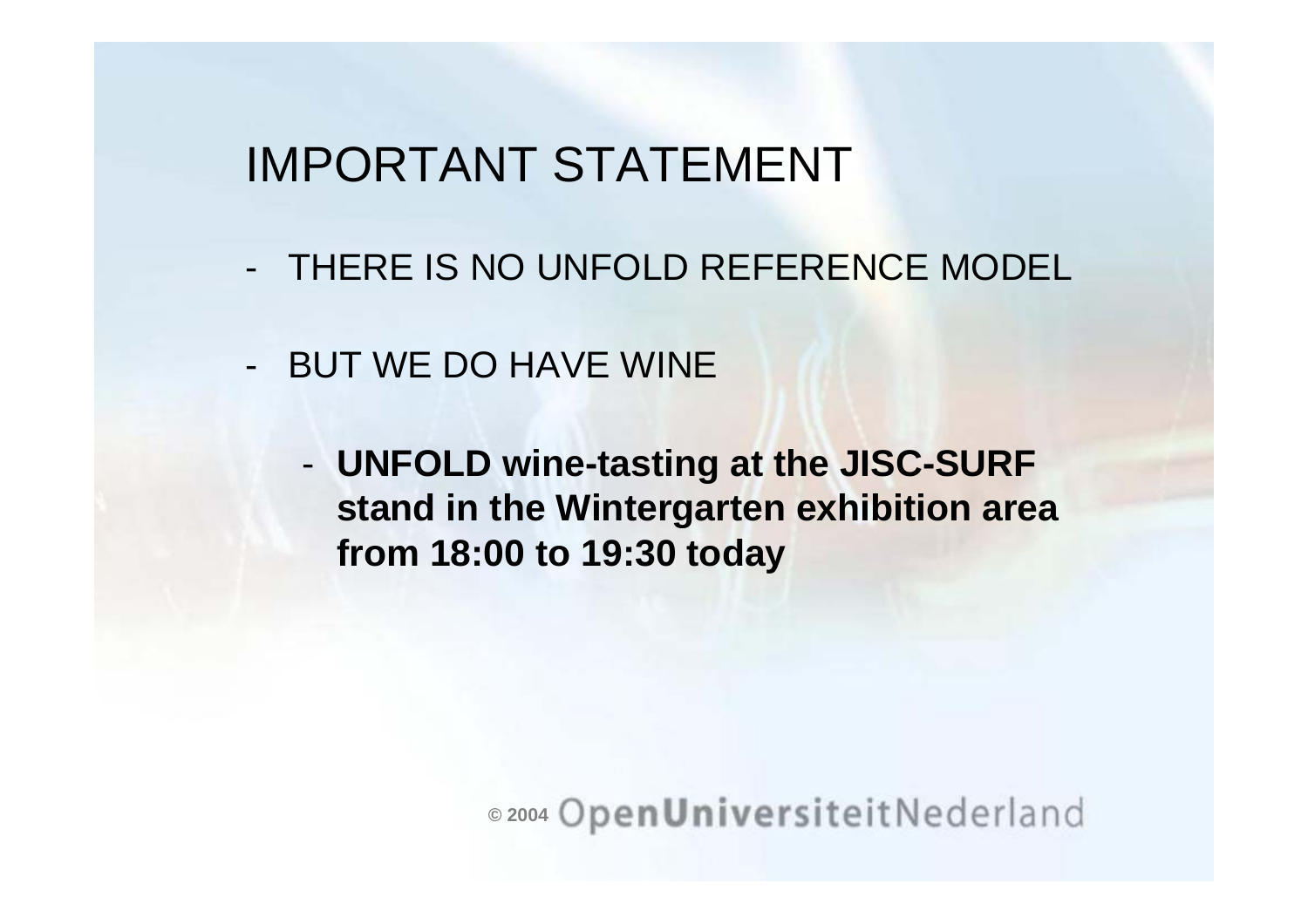# IMPORTANT STATEMENT

- THERE IS NO UNFOLD REFERENCE MODEL
- BUT WE DO HAVE WINE
  - **UNFOLD wine-tasting at the JISC-SURF stand in the Wintergarten exhibition area from 18:00 to 19:30 today**

© 2004 OpenUniversiteitNederland